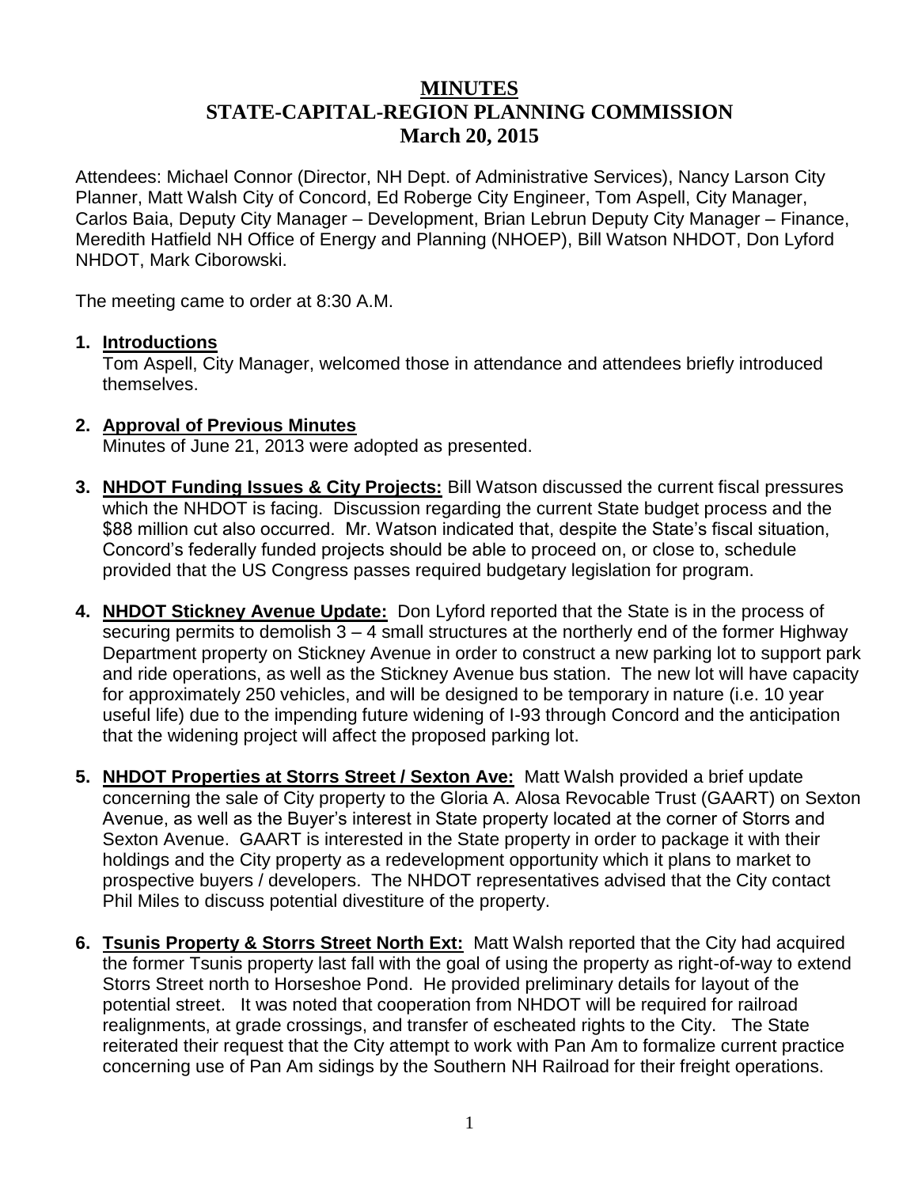# MINUTES
# STATE-CAPITAL-REGION PLANNING COMMISSION
# March 20, 2015

Attendees: Michael Connor (Director, NH Dept. of Administrative Services), Nancy Larson City Planner, Matt Walsh City of Concord, Ed Roberge City Engineer, Tom Aspell, City Manager, Carlos Baia, Deputy City Manager – Development, Brian Lebrun Deputy City Manager – Finance, Meredith Hatfield NH Office of Energy and Planning (NHOEP), Bill Watson NHDOT, Don Lyford NHDOT, Mark Ciborowski.

The meeting came to order at 8:30 A.M.

1. **Introductions**
   Tom Aspell, City Manager, welcomed those in attendance and attendees briefly introduced themselves.

2. **Approval of Previous Minutes**
   Minutes of June 21, 2013 were adopted as presented.

3. **NHDOT Funding Issues & City Projects:** Bill Watson discussed the current fiscal pressures which the NHDOT is facing. Discussion regarding the current State budget process and the $88 million cut also occurred. Mr. Watson indicated that, despite the State's fiscal situation, Concord's federally funded projects should be able to proceed on, or close to, schedule provided that the US Congress passes required budgetary legislation for program.

4. **NHDOT Stickney Avenue Update:** Don Lyford reported that the State is in the process of securing permits to demolish 3 – 4 small structures at the northerly end of the former Highway Department property on Stickney Avenue in order to construct a new parking lot to support park and ride operations, as well as the Stickney Avenue bus station. The new lot will have capacity for approximately 250 vehicles, and will be designed to be temporary in nature (i.e. 10 year useful life) due to the impending future widening of I-93 through Concord and the anticipation that the widening project will affect the proposed parking lot.

5. **NHDOT Properties at Storrs Street / Sexton Ave:** Matt Walsh provided a brief update concerning the sale of City property to the Gloria A. Alosa Revocable Trust (GAART) on Sexton Avenue, as well as the Buyer's interest in State property located at the corner of Storrs and Sexton Avenue. GAART is interested in the State property in order to package it with their holdings and the City property as a redevelopment opportunity which it plans to market to prospective buyers / developers. The NHDOT representatives advised that the City contact Phil Miles to discuss potential divestiture of the property.

6. **Tsunis Property & Storrs Street North Ext:** Matt Walsh reported that the City had acquired the former Tsunis property last fall with the goal of using the property as right-of-way to extend Storrs Street north to Horseshoe Pond. He provided preliminary details for layout of the potential street. It was noted that cooperation from NHDOT will be required for railroad realignments, at grade crossings, and transfer of escheated rights to the City. The State reiterated their request that the City attempt to work with Pan Am to formalize current practice concerning use of Pan Am sidings by the Southern NH Railroad for their freight operations.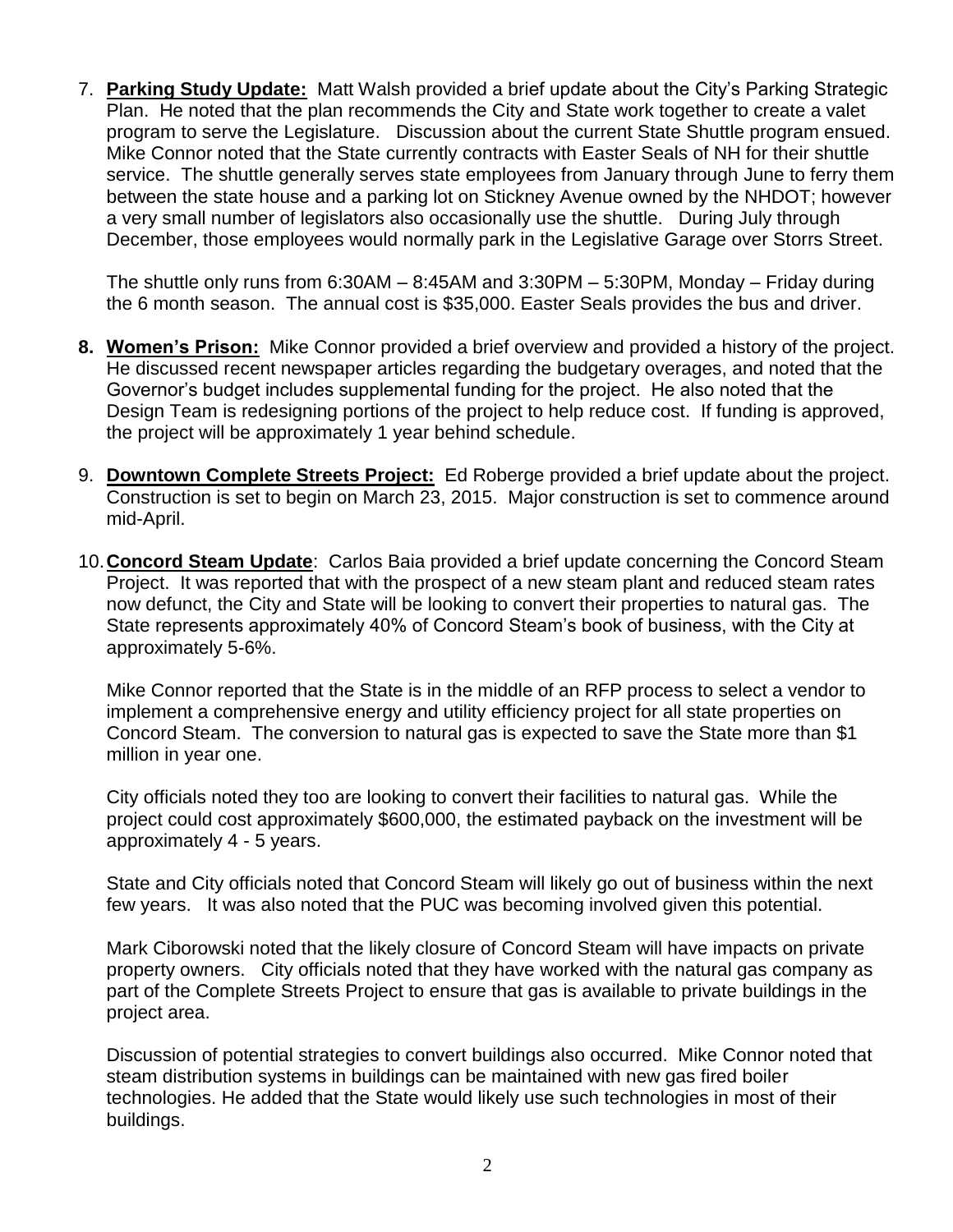7. **Parking Study Update:** Matt Walsh provided a brief update about the City's Parking Strategic Plan. He noted that the plan recommends the City and State work together to create a valet program to serve the Legislature. Discussion about the current State Shuttle program ensued. Mike Connor noted that the State currently contracts with Easter Seals of NH for their shuttle service. The shuttle generally serves state employees from January through June to ferry them between the state house and a parking lot on Stickney Avenue owned by the NHDOT; however a very small number of legislators also occasionally use the shuttle. During July through December, those employees would normally park in the Legislative Garage over Storrs Street.

   The shuttle only runs from 6:30AM – 8:45AM and 3:30PM – 5:30PM, Monday – Friday during the 6 month season. The annual cost is $35,000. Easter Seals provides the bus and driver.

8. **Women's Prison:** Mike Connor provided a brief overview and provided a history of the project. He discussed recent newspaper articles regarding the budgetary overages, and noted that the Governor's budget includes supplemental funding for the project. He also noted that the Design Team is redesigning portions of the project to help reduce cost. If funding is approved, the project will be approximately 1 year behind schedule.

9. **Downtown Complete Streets Project:** Ed Roberge provided a brief update about the project. Construction is set to begin on March 23, 2015. Major construction is set to commence around mid-April.

10. **Concord Steam Update**: Carlos Baia provided a brief update concerning the Concord Steam Project. It was reported that with the prospect of a new steam plant and reduced steam rates now defunct, the City and State will be looking to convert their properties to natural gas. The State represents approximately 40% of Concord Steam's book of business, with the City at approximately 5-6%.

    Mike Connor reported that the State is in the middle of an RFP process to select a vendor to implement a comprehensive energy and utility efficiency project for all state properties on Concord Steam. The conversion to natural gas is expected to save the State more than $1 million in year one.

    City officials noted they too are looking to convert their facilities to natural gas. While the project could cost approximately $600,000, the estimated payback on the investment will be approximately 4 - 5 years.

    State and City officials noted that Concord Steam will likely go out of business within the next few years. It was also noted that the PUC was becoming involved given this potential.

    Mark Ciborowski noted that the likely closure of Concord Steam will have impacts on private property owners. City officials noted that they have worked with the natural gas company as part of the Complete Streets Project to ensure that gas is available to private buildings in the project area.

    Discussion of potential strategies to convert buildings also occurred. Mike Connor noted that steam distribution systems in buildings can be maintained with new gas fired boiler technologies. He added that the State would likely use such technologies in most of their buildings.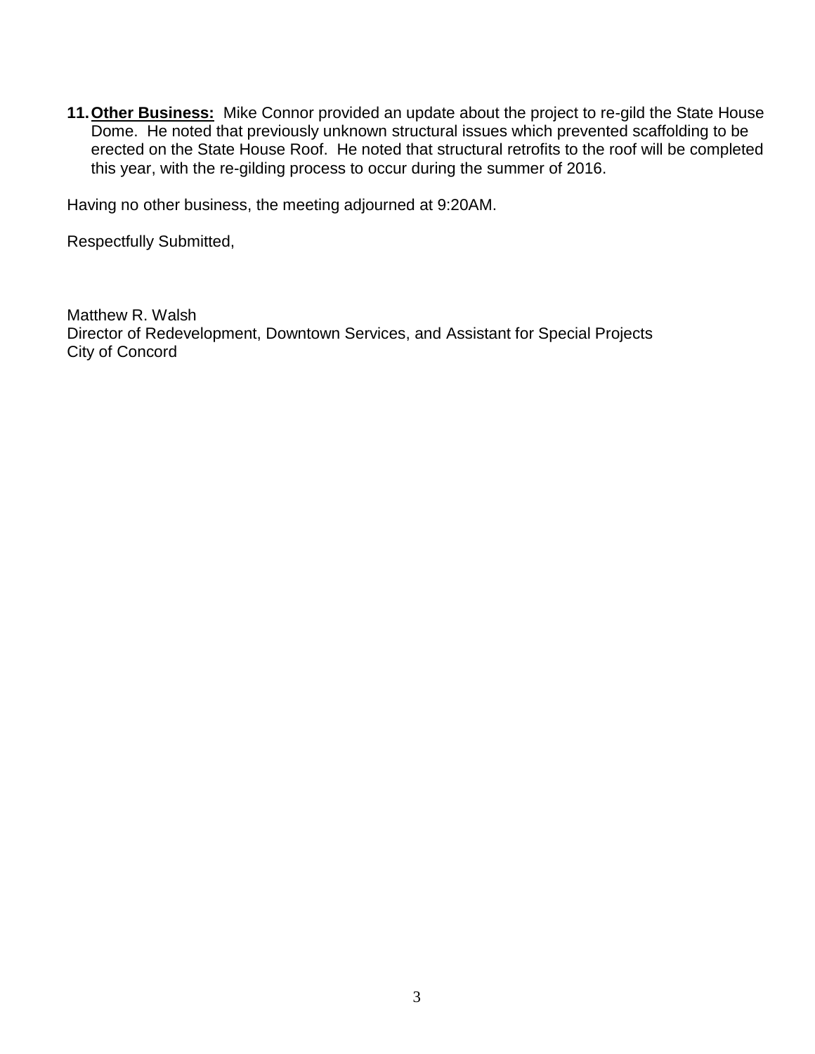11. **Other Business:** Mike Connor provided an update about the project to re-gild the State House Dome. He noted that previously unknown structural issues which prevented scaffolding to be erected on the State House Roof. He noted that structural retrofits to the roof will be completed this year, with the re-gilding process to occur during the summer of 2016.

Having no other business, the meeting adjourned at 9:20AM.

Respectfully Submitted,

Matthew R. Walsh
Director of Redevelopment, Downtown Services, and Assistant for Special Projects
City of Concord